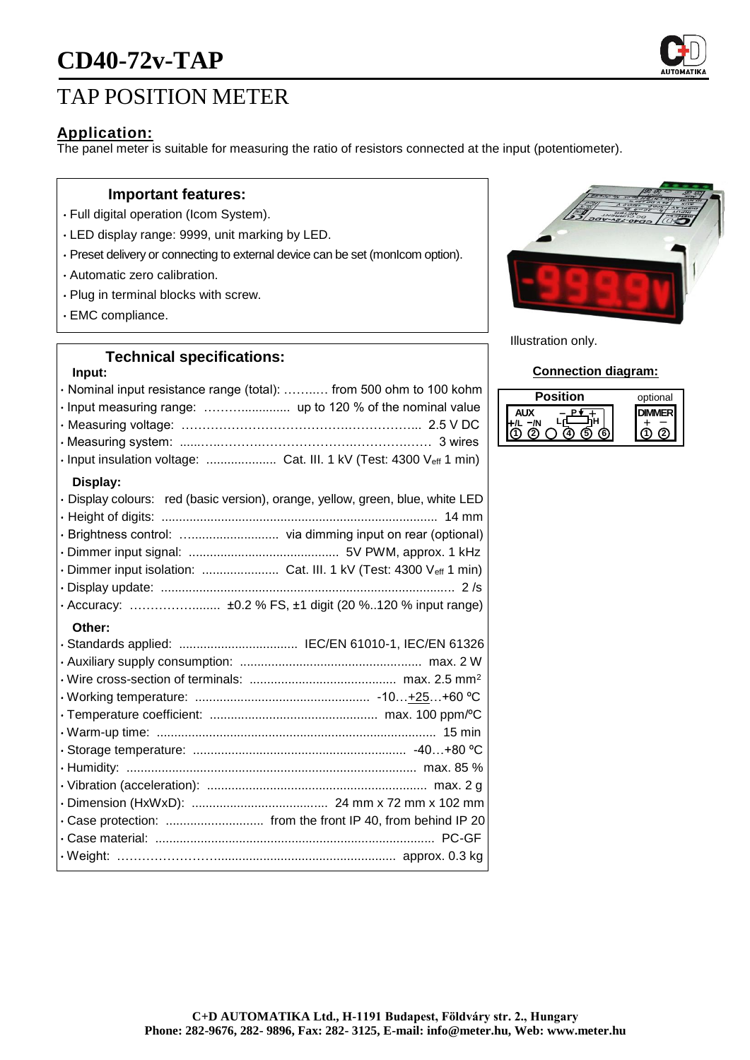# CD40-72v-TAP

## TAP POSITION METER

### Application:

The panel meter is suitable for measuring the ratio of resistors connected at the input (potentiometer).

### Important features:

- Full digital operation (Icom System).
- LED display range: 9999, unit marking by LED.
- Preset delivery or connecting to external device can be set (monIcom option).
- Automatic zero calibration.
- Plug in terminal blocks with screw.
- EMC compliance.

Illustration only.

### Technical specifications:

**Input:**

- Nominal input resistance range (total): ………. from 500 ohm to 100 kohm
- Input measuring range: ……….............. up to 120 % of the nominal value
- Measuring voltage: ………………………………….……………... 2.5 V DC
- Measuring system: .....…..…………………………..……….…… 3 wires
- Input insulation voltage: .................... Cat. III. 1 kV (Test: 4300 $V_{eff}$ 1 min)

**Display:**

- Display colours: red (basic version), orange, yellow, green, blue, white LED
- Height of digits: ............................................................................... 14 mm
- Brightness control: ............................ via dimming input on rear (optional)
- Dimmer input signal: ........................................... 5V PWM, approx. 1 kHz
- Dimmer input isolation: ...................... Cat. III. 1 kV (Test: 4300 $V_{eff}$ 1 min)
- Display update: .................................................................................... 2 /s
- Accuracy: ……………......... ±0.2 % FS, ±1 digit (20 %..120 % input range)

**Other:**

- Standards applied: .................................. IEC/EN 61010-1, IEC/EN 61326
- Auxiliary supply consumption: .................................................... max. 2 W
- Wire cross-section of terminals: .......................................... max. 2.5 $mm^2$
- Working temperature: .................................................. -10…+25…+60 ºC
- Temperature coefficient: ................................................ max. 100 ppm/ºC
- Warm-up time: ................................................................................ 15 min
- Storage temperature: ............................................................. -40…+80 ºC
- Humidity: ................................................................................... max. 85 %
- Vibration (acceleration): ............................................................... max. 2 g
- Dimension (HxWxD): ....................................... 24 mm x 72 mm x 102 mm
- Case protection: ............................ from the front IP 40, from behind IP 20
- Case material: ................................................................................ PC-GF
- Weight: ……………………................................................... approx. 0.3 kg

### Connection diagram:

Position: AUX +/L −/N ① ② ○ ④ ⑤ ⑥ (− P + ; L H)

optional: DIMMER + − ① ②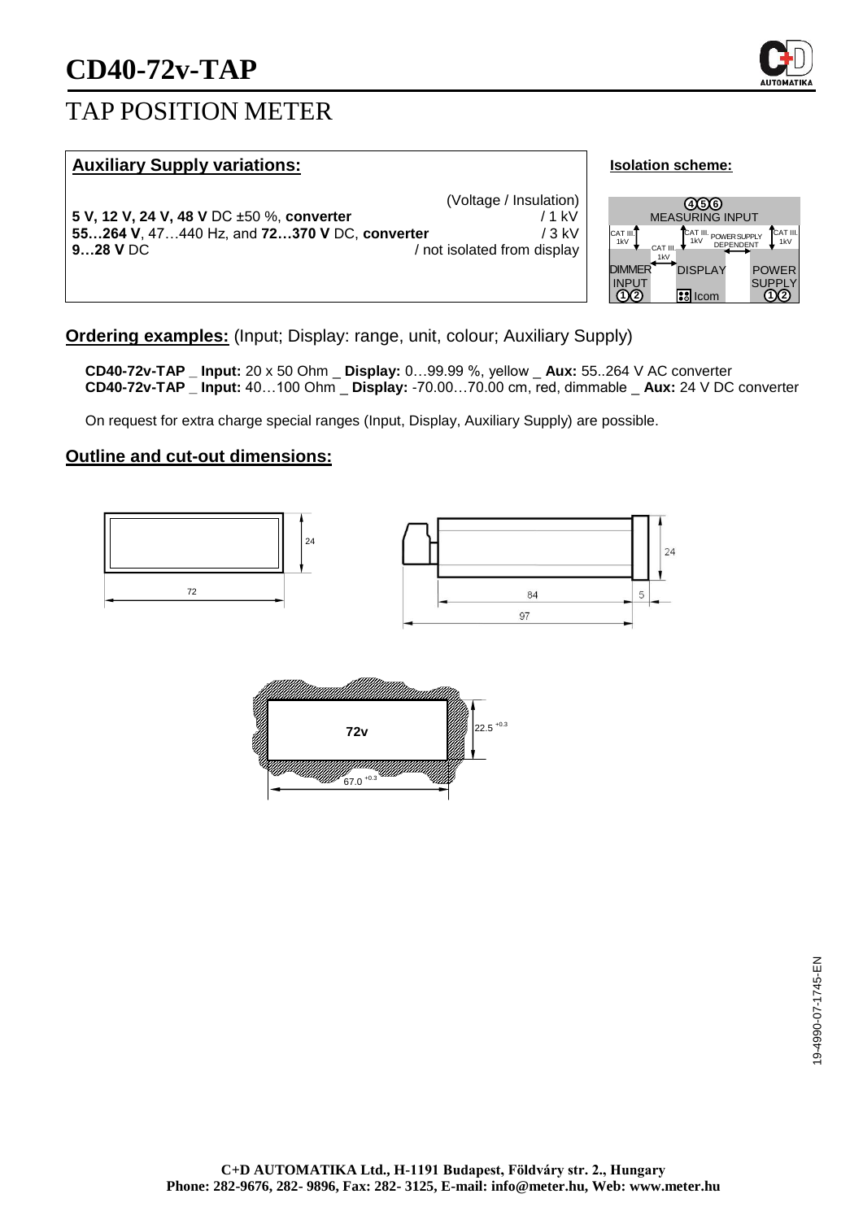# CD40-72v-TAP

## TAP POSITION METER

### Auxiliary Supply variations:

(Voltage / Insulation)

**5 V, 12 V, 24 V, 48 V** DC ±50 %, **converter** / 1 kV
**55…264 V**, 47…440 Hz, and **72…370 V** DC, **converter** / 3 kV
**9…28 V** DC / not isolated from display

### Isolation scheme:

456
MEASURING INPUT
CAT III. 1kV
CAT III. 1kV
CAT III. 1kV POWER SUPPLY DEPENDENT
CAT III. 1kV
DIMMER INPUT 12
DISPLAY
Icom
POWER SUPPLY 12

### Ordering examples: (Input; Display: range, unit, colour; Auxiliary Supply)

**CD40-72v-TAP** _ **Input:** 20 x 50 Ohm _ **Display:** 0…99.99 %, yellow _ **Aux:** 55..264 V AC converter
**CD40-72v-TAP** _ **Input:** 40…100 Ohm _ **Display:** -70.00…70.00 cm, red, dimmable _ **Aux:** 24 V DC converter

On request for extra charge special ranges (Input, Display, Auxiliary Supply) are possible.

### Outline and cut-out dimensions:

24
72
24
84
5
97
72v
22.5 +0.3
67.0 +0.3

19-4990-07-1745-EN

**C+D AUTOMATIKA Ltd., H-1191 Budapest, Földváry str. 2., Hungary**
**Phone: 282-9676, 282- 9896, Fax: 282- 3125, E-mail: info@meter.hu, Web: www.meter.hu**